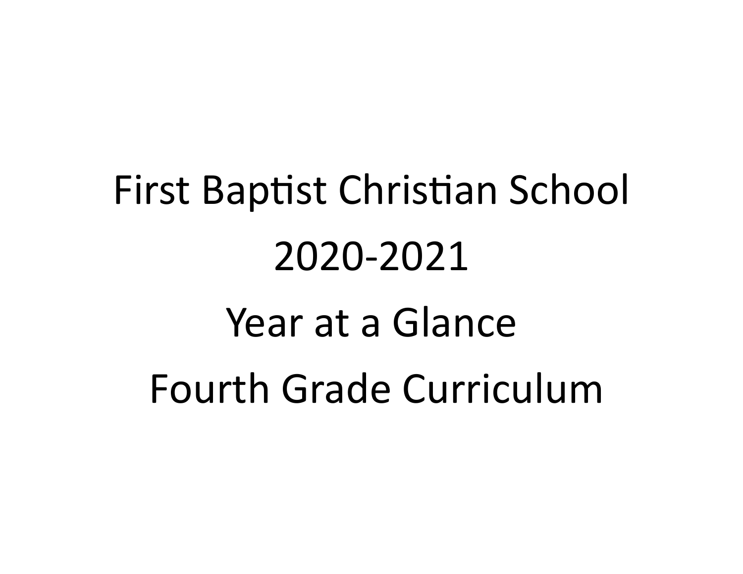# First Baptist Christian School

# 2020-2021

# Year at a Glance

# Fourth Grade Curriculum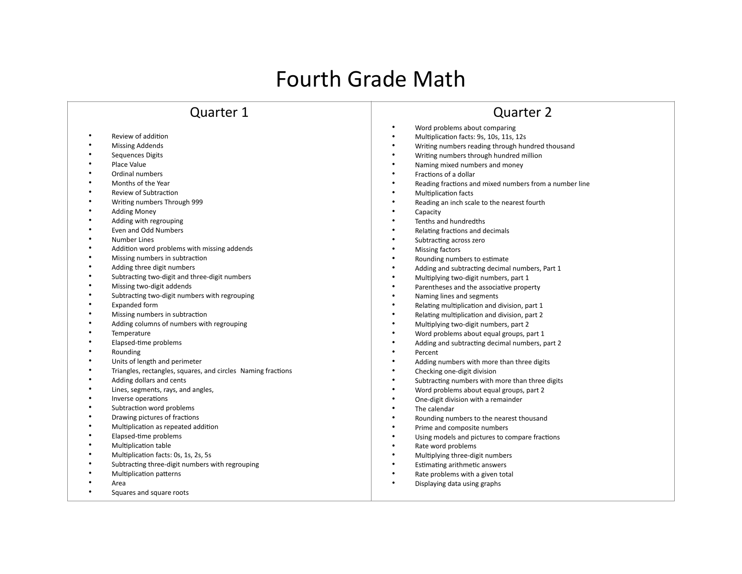# Fourth Grade Math

## Quarter 1

- Review of addition
- Missing Addends
- Sequences Digits
- Place Value
- Ordinal numbers
- Months of the Year
- Review of Subtraction
- Writing numbers Through 999
- Adding Money
- Adding with regrouping
- Even and Odd Numbers
- Number Lines
- Addition word problems with missing addends
- Missing numbers in subtraction
- Adding three digit numbers
- Subtracting two-digit and three-digit numbers
- Missing two-digit addends
- Subtracting two-digit numbers with regrouping
- Expanded form
- Missing numbers in subtraction
- Adding columns of numbers with regrouping
- Temperature
- Elapsed-time problems
- Rounding
- Units of length and perimeter
- Triangles, rectangles, squares, and circles  Naming fractions
- Adding dollars and cents
- Lines, segments, rays, and angles,
- Inverse operations
- Subtraction word problems
- Drawing pictures of fractions
- Multiplication as repeated addition
- Elapsed-time problems
- Multiplication table
- Multiplication facts: 0s, 1s, 2s, 5s
- Subtracting three-digit numbers with regrouping
- Multiplication patterns
- Area
- Squares and square roots

## Quarter 2

- Word problems about comparing
- Multiplication facts: 9s, 10s, 11s, 12s
- Writing numbers reading through hundred thousand
- Writing numbers through hundred million
- Naming mixed numbers and money
- Fractions of a dollar
- Reading fractions and mixed numbers from a number line
- Multiplication facts
- Reading an inch scale to the nearest fourth
- Capacity
- Tenths and hundredths
- Relating fractions and decimals
- Subtracting across zero
- Missing factors
- Rounding numbers to estimate
- Adding and subtracting decimal numbers, Part 1
- Multiplying two-digit numbers, part 1
- Parentheses and the associative property
- Naming lines and segments
- Relating multiplication and division, part 1
- Relating multiplication and division, part 2
- Multiplying two-digit numbers, part 2
- Word problems about equal groups, part 1
- Adding and subtracting decimal numbers, part 2
- Percent
- Adding numbers with more than three digits
- Checking one-digit division
- Subtracting numbers with more than three digits
- Word problems about equal groups, part 2
- One-digit division with a remainder
- The calendar
- Rounding numbers to the nearest thousand
- Prime and composite numbers
- Using models and pictures to compare fractions
- Rate word problems
- Multiplying three-digit numbers
- Estimating arithmetic answers
- Rate problems with a given total
- Displaying data using graphs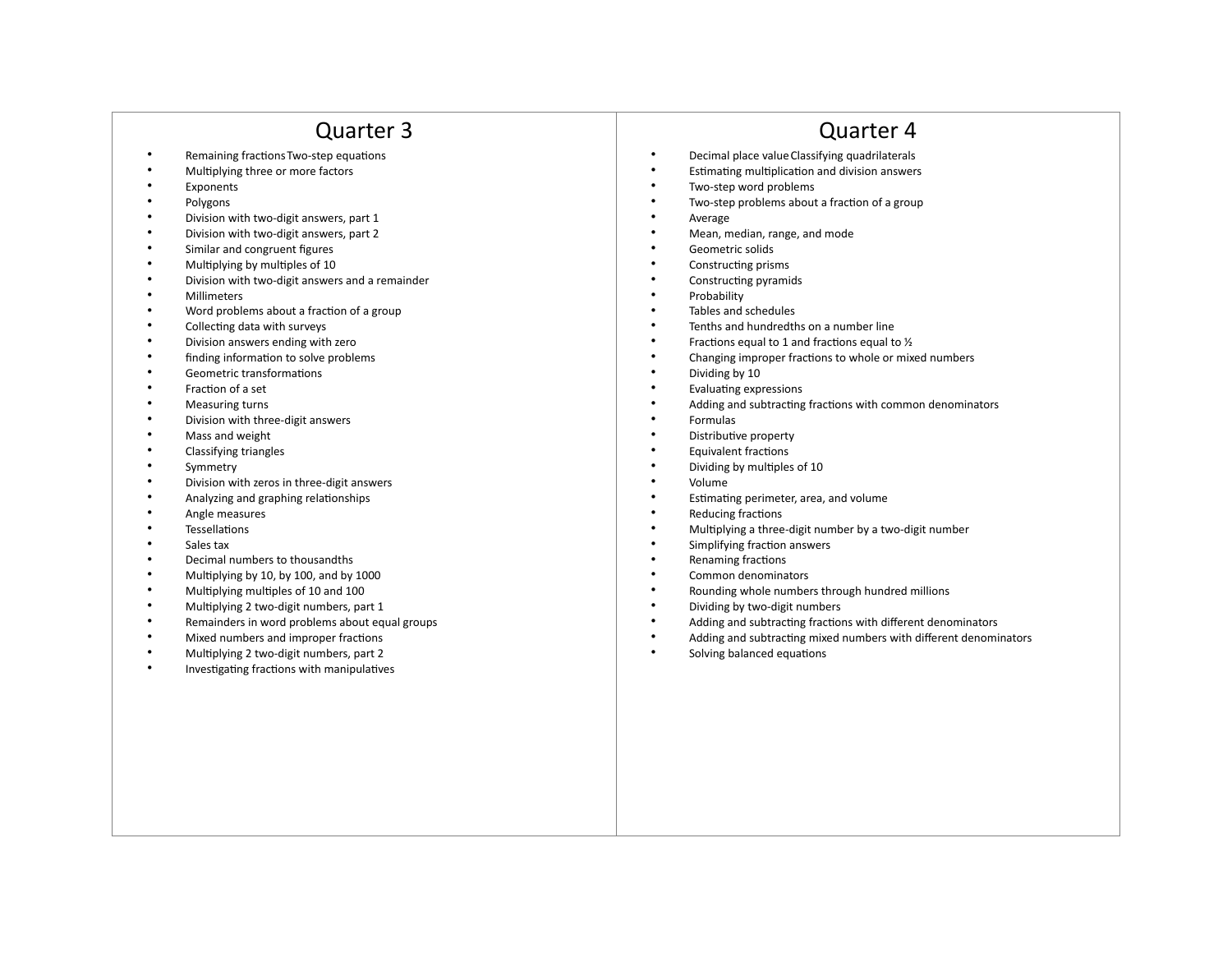## Quarter 3

- Remaining fractions Two-step equations
- Multiplying three or more factors
- Exponents
- Polygons
- Division with two-digit answers, part 1
- Division with two-digit answers, part 2
- Similar and congruent figures
- Multiplying by multiples of 10
- Division with two-digit answers and a remainder
- Millimeters
- Word problems about a fraction of a group
- Collecting data with surveys
- Division answers ending with zero
- finding information to solve problems
- Geometric transformations
- Fraction of a set
- Measuring turns
- Division with three-digit answers
- Mass and weight
- Classifying triangles
- Symmetry
- Division with zeros in three-digit answers
- Analyzing and graphing relationships
- Angle measures
- Tessellations
- Sales tax
- Decimal numbers to thousandths
- Multiplying by 10, by 100, and by 1000
- Multiplying multiples of 10 and 100
- Multiplying 2 two-digit numbers, part 1
- Remainders in word problems about equal groups
- Mixed numbers and improper fractions
- Multiplying 2 two-digit numbers, part 2
- Investigating fractions with manipulatives

## Quarter 4

- Decimal place value Classifying quadrilaterals
- Estimating multiplication and division answers
- Two-step word problems
- Two-step problems about a fraction of a group
- Average
- Mean, median, range, and mode
- Geometric solids
- Constructing prisms
- Constructing pyramids
- Probability
- Tables and schedules
- Tenths and hundredths on a number line
- Fractions equal to 1 and fractions equal to ½
- Changing improper fractions to whole or mixed numbers
- Dividing by 10
- Evaluating expressions
- Adding and subtracting fractions with common denominators
- Formulas
- Distributive property
- Equivalent fractions
- Dividing by multiples of 10
- Volume
- Estimating perimeter, area, and volume
- Reducing fractions
- Multiplying a three-digit number by a two-digit number
- Simplifying fraction answers
- Renaming fractions
- Common denominators
- Rounding whole numbers through hundred millions
- Dividing by two-digit numbers
- Adding and subtracting fractions with different denominators
- Adding and subtracting mixed numbers with different denominators
- Solving balanced equations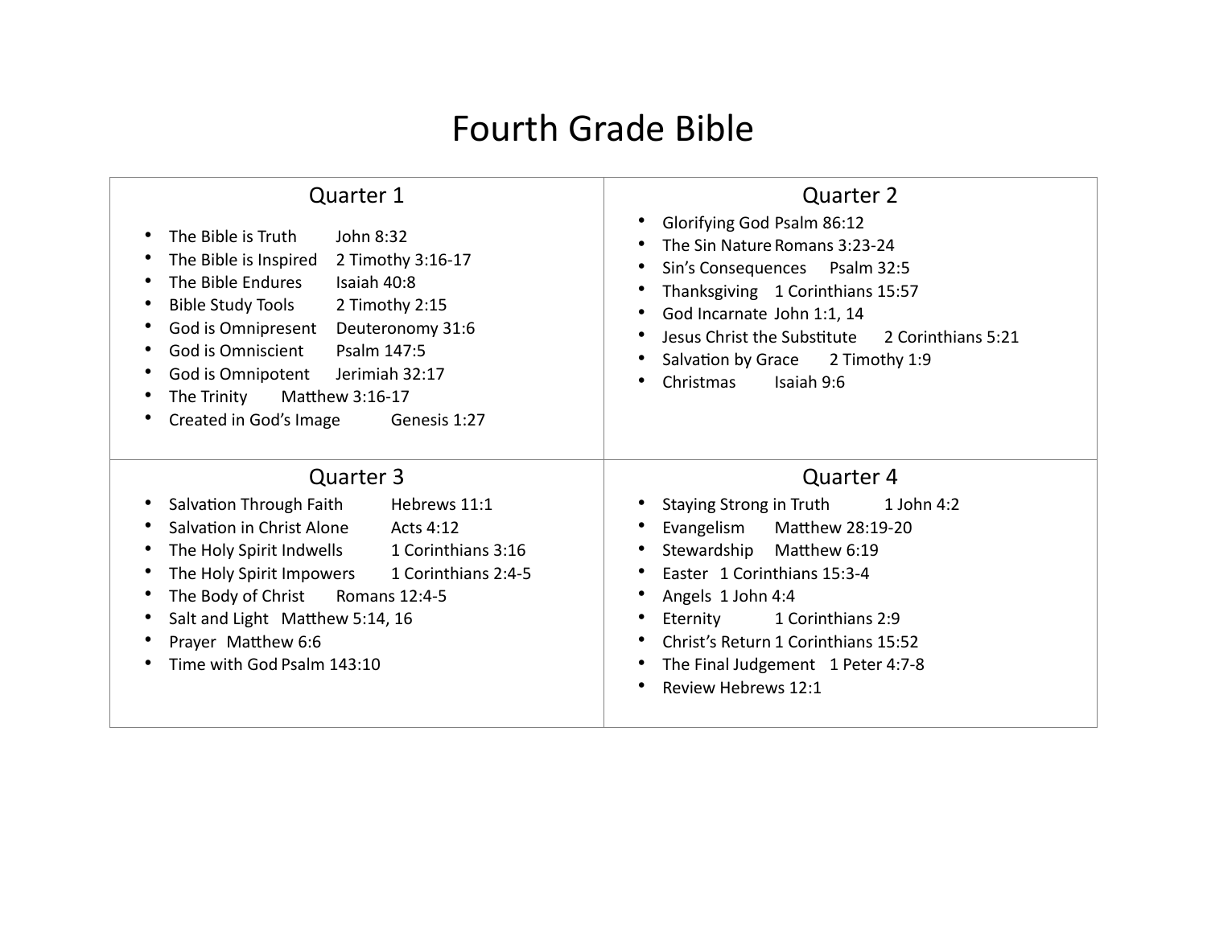# Fourth Grade Bible

## Quarter 1

- The Bible is Truth John 8:32
- The Bible is Inspired 2 Timothy 3:16-17
- The Bible Endures Isaiah 40:8
- Bible Study Tools 2 Timothy 2:15
- God is Omnipresent Deuteronomy 31:6
- God is Omniscient Psalm 147:5
- God is Omnipotent Jerimiah 32:17
- The Trinity Matthew 3:16-17
- Created in God's Image Genesis 1:27

## Quarter 2

- Glorifying God Psalm 86:12
- The Sin Nature Romans 3:23-24
- Sin's Consequences Psalm 32:5
- Thanksgiving 1 Corinthians 15:57
- God Incarnate John 1:1, 14
- Jesus Christ the Substitute 2 Corinthians 5:21
- Salvation by Grace 2 Timothy 1:9
- Christmas Isaiah 9:6

## Quarter 3

- Salvation Through Faith Hebrews 11:1
- Salvation in Christ Alone Acts 4:12
- The Holy Spirit Indwells 1 Corinthians 3:16
- The Holy Spirit Impowers 1 Corinthians 2:4-5
- The Body of Christ Romans 12:4-5
- Salt and Light Matthew 5:14, 16
- Prayer Matthew 6:6
- Time with God Psalm 143:10

## Quarter 4

- Staying Strong in Truth 1 John 4:2
- Evangelism Matthew 28:19-20
- Stewardship Matthew 6:19
- Easter 1 Corinthians 15:3-4
- Angels 1 John 4:4
- Eternity 1 Corinthians 2:9
- Christ's Return 1 Corinthians 15:52
- The Final Judgement 1 Peter 4:7-8
- Review Hebrews 12:1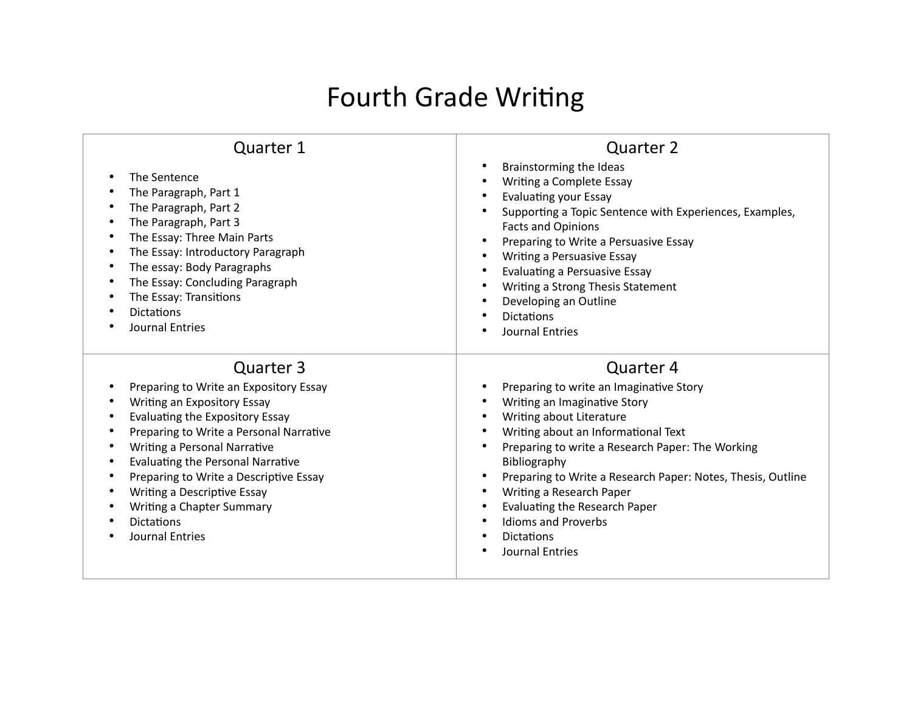# Fourth Grade Writing

## Quarter 1

- The Sentence
- The Paragraph, Part 1
- The Paragraph, Part 2
- The Paragraph, Part 3
- The Essay: Three Main Parts
- The Essay: Introductory Paragraph
- The essay: Body Paragraphs
- The Essay: Concluding Paragraph
- The Essay: Transitions
- Dictations
- Journal Entries

## Quarter 2

- Brainstorming the Ideas
- Writing a Complete Essay
- Evaluating your Essay
- Supporting a Topic Sentence with Experiences, Examples, Facts and Opinions
- Preparing to Write a Persuasive Essay
- Writing a Persuasive Essay
- Evaluating a Persuasive Essay
- Writing a Strong Thesis Statement
- Developing an Outline
- Dictations
- Journal Entries

## Quarter 3

- Preparing to Write an Expository Essay
- Writing an Expository Essay
- Evaluating the Expository Essay
- Preparing to Write a Personal Narrative
- Writing a Personal Narrative
- Evaluating the Personal Narrative
- Preparing to Write a Descriptive Essay
- Writing a Descriptive Essay
- Writing a Chapter Summary
- Dictations
- Journal Entries

## Quarter 4

- Preparing to write an Imaginative Story
- Writing an Imaginative Story
- Writing about Literature
- Writing about an Informational Text
- Preparing to write a Research Paper: The Working Bibliography
- Preparing to Write a Research Paper: Notes, Thesis, Outline
- Writing a Research Paper
- Evaluating the Research Paper
- Idioms and Proverbs
- Dictations
- Journal Entries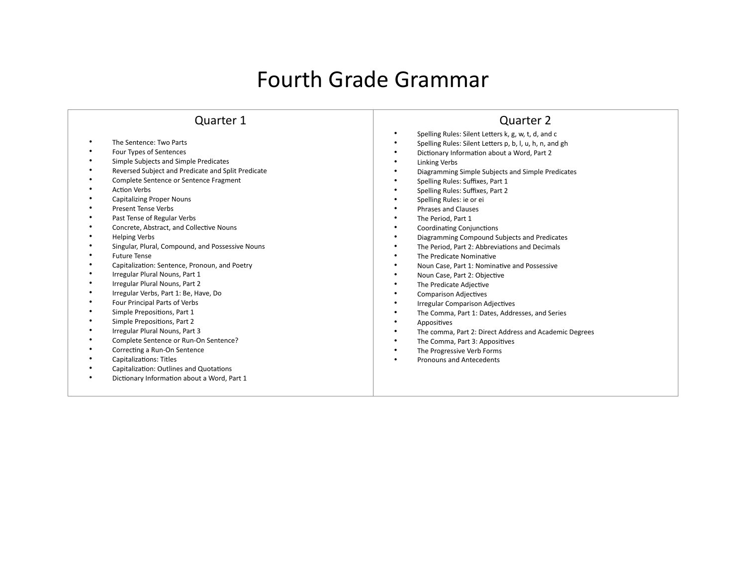# Fourth Grade Grammar

## Quarter 1

- The Sentence: Two Parts
- Four Types of Sentences
- Simple Subjects and Simple Predicates
- Reversed Subject and Predicate and Split Predicate
- Complete Sentence or Sentence Fragment
- Action Verbs
- Capitalizing Proper Nouns
- Present Tense Verbs
- Past Tense of Regular Verbs
- Concrete, Abstract, and Collective Nouns
- Helping Verbs
- Singular, Plural, Compound, and Possessive Nouns
- Future Tense
- Capitalization: Sentence, Pronoun, and Poetry
- Irregular Plural Nouns, Part 1
- Irregular Plural Nouns, Part 2
- Irregular Verbs, Part 1: Be, Have, Do
- Four Principal Parts of Verbs
- Simple Prepositions, Part 1
- Simple Prepositions, Part 2
- Irregular Plural Nouns, Part 3
- Complete Sentence or Run-On Sentence?
- Correcting a Run-On Sentence
- Capitalizations: Titles
- Capitalization: Outlines and Quotations
- Dictionary Information about a Word, Part 1

## Quarter 2

- Spelling Rules: Silent Letters k, g, w, t, d, and c
- Spelling Rules: Silent Letters p, b, l, u, h, n, and gh
- Dictionary Information about a Word, Part 2
- Linking Verbs
- Diagramming Simple Subjects and Simple Predicates
- Spelling Rules: Suffixes, Part 1
- Spelling Rules: Suffixes, Part 2
- Spelling Rules: ie or ei
- Phrases and Clauses
- The Period, Part 1
- Coordinating Conjunctions
- Diagramming Compound Subjects and Predicates
- The Period, Part 2: Abbreviations and Decimals
- The Predicate Nominative
- Noun Case, Part 1: Nominative and Possessive
- Noun Case, Part 2: Objective
- The Predicate Adjective
- Comparison Adjectives
- Irregular Comparison Adjectives
- The Comma, Part 1: Dates, Addresses, and Series
- Appositives
- The comma, Part 2: Direct Address and Academic Degrees
- The Comma, Part 3: Appositives
- The Progressive Verb Forms
- Pronouns and Antecedents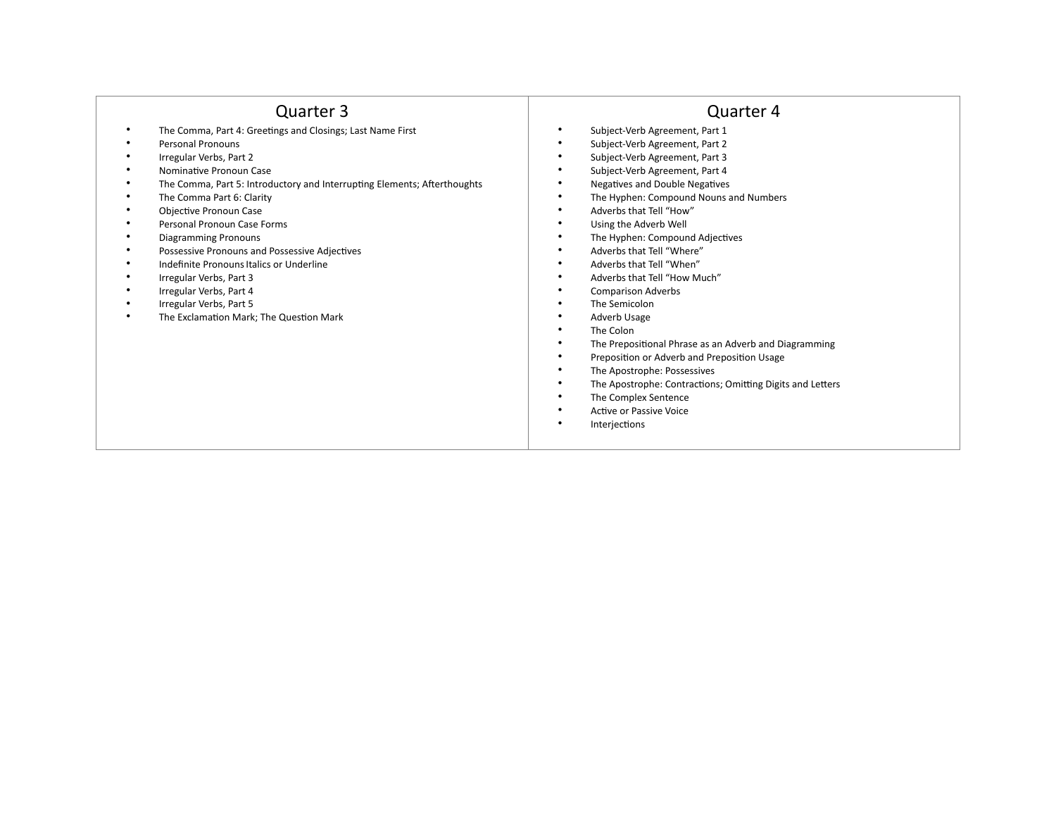## Quarter 3

- The Comma, Part 4: Greetings and Closings; Last Name First
- Personal Pronouns
- Irregular Verbs, Part 2
- Nominative Pronoun Case
- The Comma, Part 5: Introductory and Interrupting Elements; Afterthoughts
- The Comma Part 6: Clarity
- Objective Pronoun Case
- Personal Pronoun Case Forms
- Diagramming Pronouns
- Possessive Pronouns and Possessive Adjectives
- Indefinite Pronouns Italics or Underline
- Irregular Verbs, Part 3
- Irregular Verbs, Part 4
- Irregular Verbs, Part 5
- The Exclamation Mark; The Question Mark

## Quarter 4

- Subject-Verb Agreement, Part 1
- Subject-Verb Agreement, Part 2
- Subject-Verb Agreement, Part 3
- Subject-Verb Agreement, Part 4
- Negatives and Double Negatives
- The Hyphen: Compound Nouns and Numbers
- Adverbs that Tell "How"
- Using the Adverb Well
- The Hyphen: Compound Adjectives
- Adverbs that Tell "Where"
- Adverbs that Tell "When"
- Adverbs that Tell "How Much"
- Comparison Adverbs
- The Semicolon
- Adverb Usage
- The Colon
- The Prepositional Phrase as an Adverb and Diagramming
- Preposition or Adverb and Preposition Usage
- The Apostrophe: Possessives
- The Apostrophe: Contractions; Omitting Digits and Letters
- The Complex Sentence
- Active or Passive Voice
- Interjections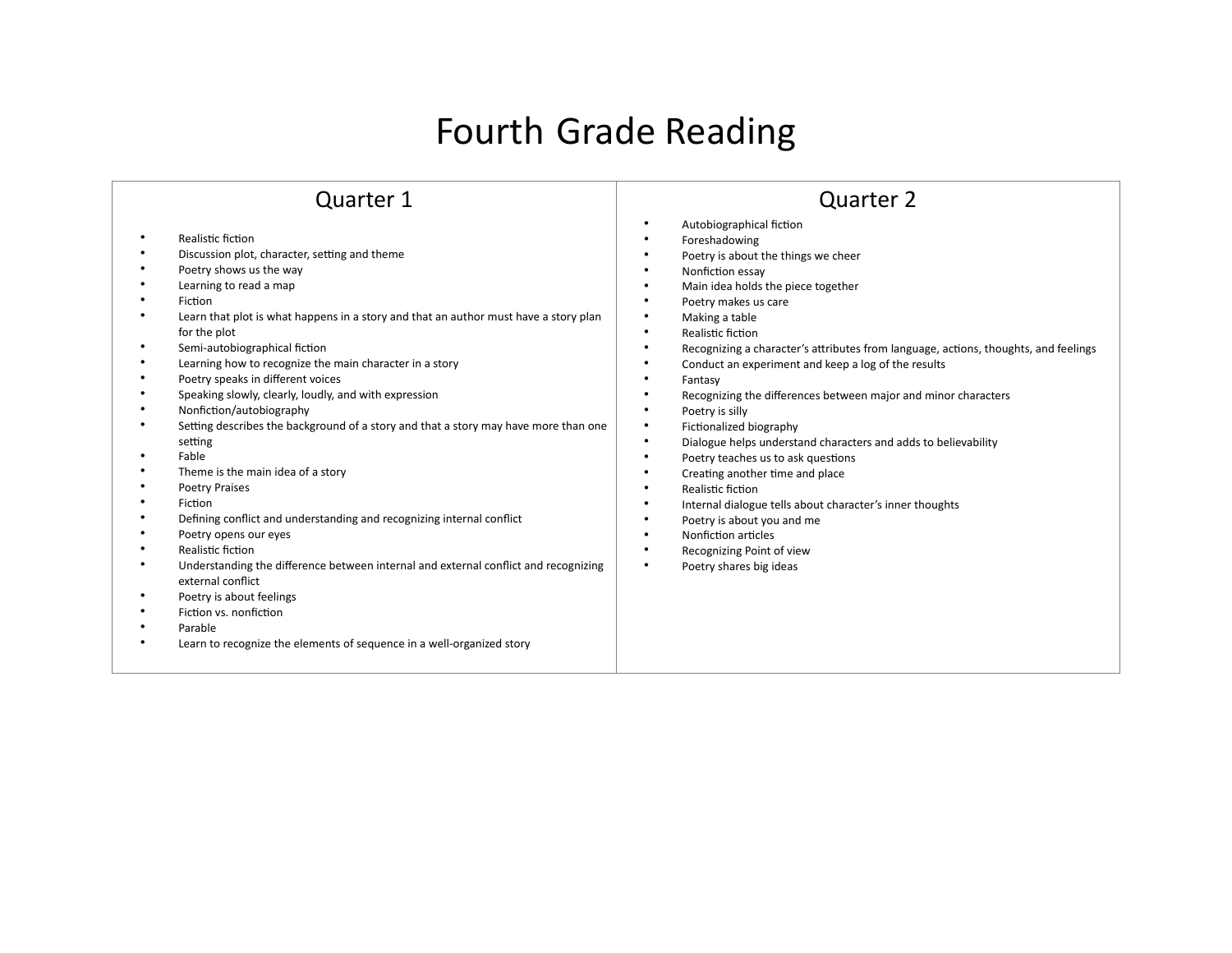# Fourth Grade Reading

## Quarter 1

- Realistic fiction
- Discussion plot, character, setting and theme
- Poetry shows us the way
- Learning to read a map
- Fiction
- Learn that plot is what happens in a story and that an author must have a story plan for the plot
- Semi-autobiographical fiction
- Learning how to recognize the main character in a story
- Poetry speaks in different voices
- Speaking slowly, clearly, loudly, and with expression
- Nonfiction/autobiography
- Setting describes the background of a story and that a story may have more than one setting
- Fable
- Theme is the main idea of a story
- Poetry Praises
- Fiction
- Defining conflict and understanding and recognizing internal conflict
- Poetry opens our eyes
- Realistic fiction
- Understanding the difference between internal and external conflict and recognizing external conflict
- Poetry is about feelings
- Fiction vs. nonfiction
- Parable
- Learn to recognize the elements of sequence in a well-organized story

## Quarter 2

- Autobiographical fiction
- Foreshadowing
- Poetry is about the things we cheer
- Nonfiction essay
- Main idea holds the piece together
- Poetry makes us care
- Making a table
- Realistic fiction
- Recognizing a character's attributes from language, actions, thoughts, and feelings
- Conduct an experiment and keep a log of the results
- Fantasy
- Recognizing the differences between major and minor characters
- Poetry is silly
- Fictionalized biography
- Dialogue helps understand characters and adds to believability
- Poetry teaches us to ask questions
- Creating another time and place
- Realistic fiction
- Internal dialogue tells about character's inner thoughts
- Poetry is about you and me
- Nonfiction articles
- Recognizing Point of view
- Poetry shares big ideas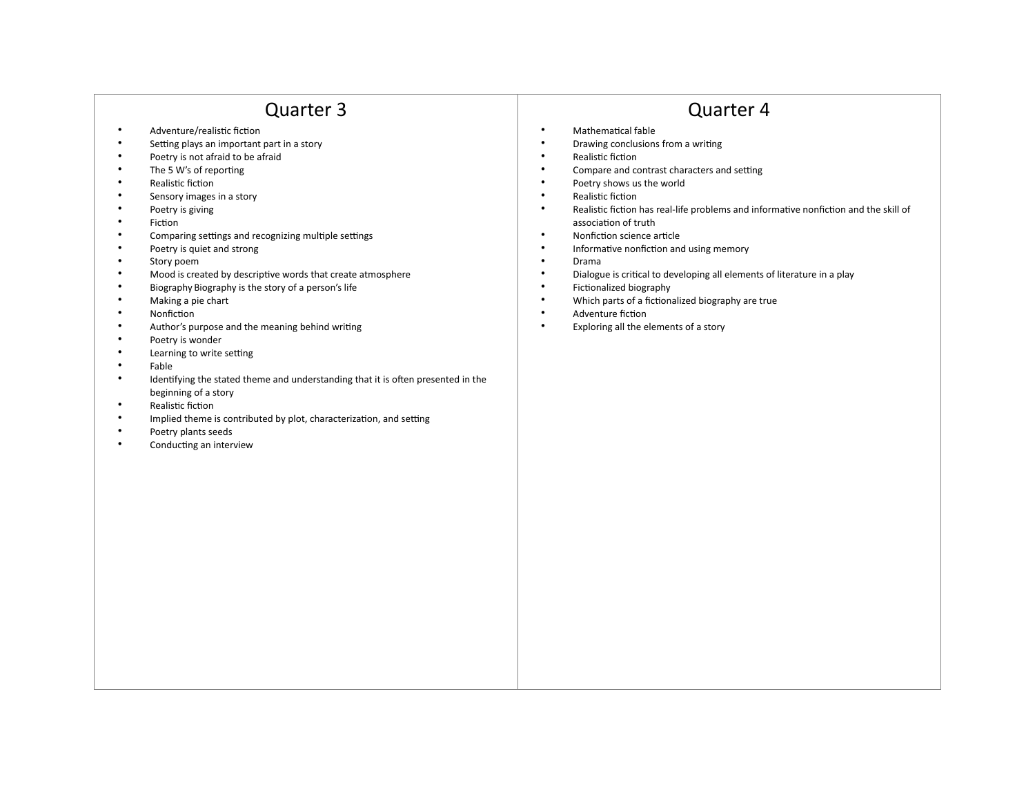## Quarter 3

- Adventure/realistic fiction
- Setting plays an important part in a story
- Poetry is not afraid to be afraid
- The 5 W's of reporting
- Realistic fiction
- Sensory images in a story
- Poetry is giving
- Fiction
- Comparing settings and recognizing multiple settings
- Poetry is quiet and strong
- Story poem
- Mood is created by descriptive words that create atmosphere
- Biography Biography is the story of a person's life
- Making a pie chart
- Nonfiction
- Author's purpose and the meaning behind writing
- Poetry is wonder
- Learning to write setting
- Fable
- Identifying the stated theme and understanding that it is often presented in the beginning of a story
- Realistic fiction
- Implied theme is contributed by plot, characterization, and setting
- Poetry plants seeds
- Conducting an interview

## Quarter 4

- Mathematical fable
- Drawing conclusions from a writing
- Realistic fiction
- Compare and contrast characters and setting
- Poetry shows us the world
- Realistic fiction
- Realistic fiction has real-life problems and informative nonfiction and the skill of association of truth
- Nonfiction science article
- Informative nonfiction and using memory
- Drama
- Dialogue is critical to developing all elements of literature in a play
- Fictionalized biography
- Which parts of a fictionalized biography are true
- Adventure fiction
- Exploring all the elements of a story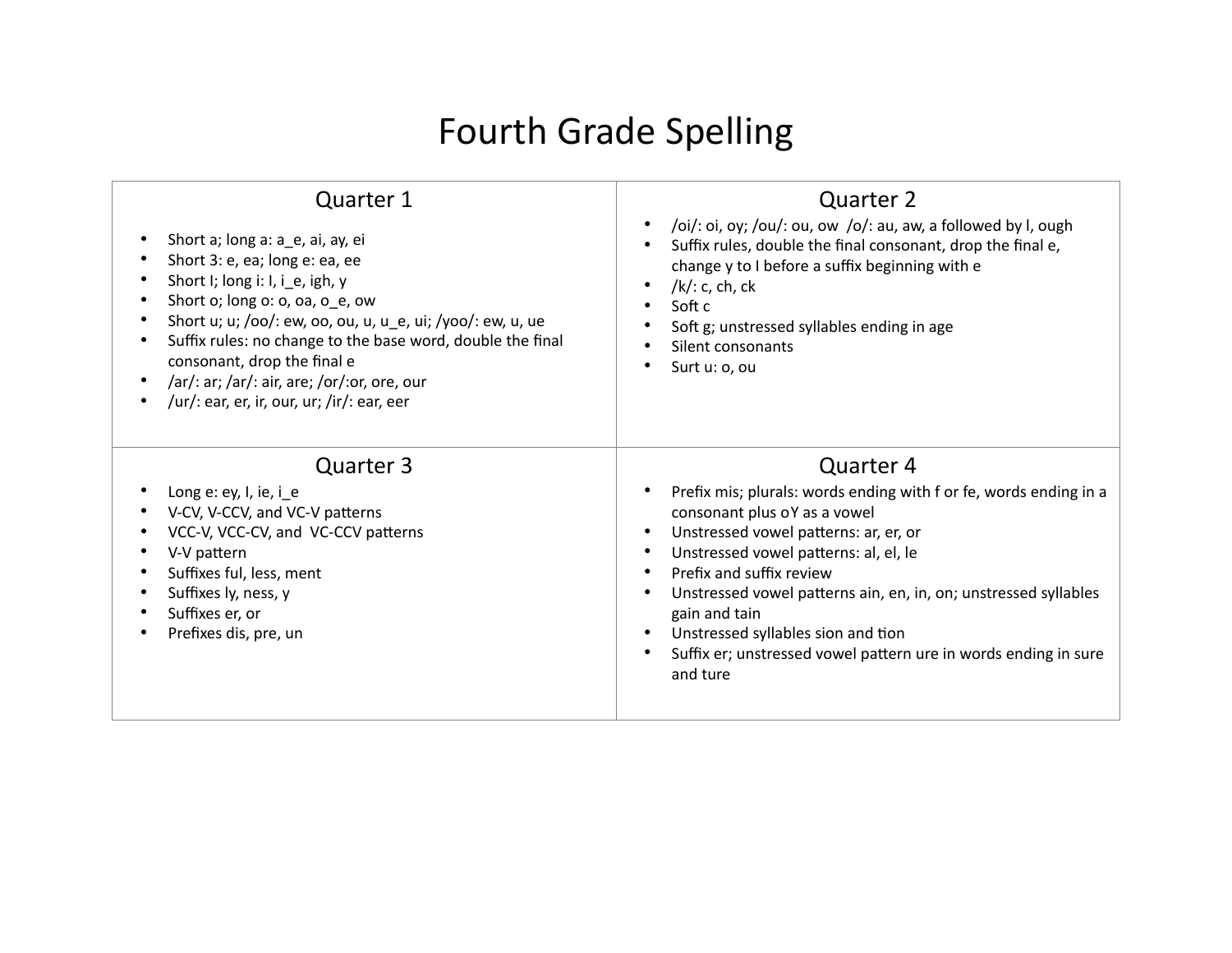# Fourth Grade Spelling

| Quarter 1 | Quarter 2 |
| --- | --- |
| • Short a; long a: a_e, ai, ay, ei<br>• Short 3: e, ea; long e: ea, ee<br>• Short I; long i: I, i_e, igh, y<br>• Short o; long o: o, oa, o_e, ow<br>• Short u; u; /oo/: ew, oo, ou, u, u_e, ui; /yoo/: ew, u, ue<br>• Suffix rules: no change to the base word, double the final consonant, drop the final e<br>• /ar/: ar; /ar/: air, are; /or/:or, ore, our<br>• /ur/: ear, er, ir, our, ur; /ir/: ear, eer | • /oi/: oi, oy; /ou/: ou, ow /o/: au, aw, a followed by l, ough<br>• Suffix rules, double the final consonant, drop the final e, change y to I before a suffix beginning with e<br>• /k/: c, ch, ck<br>• Soft c<br>• Soft g; unstressed syllables ending in age<br>• Silent consonants<br>• Surt u: o, ou |
| **Quarter 3** | **Quarter 4** |
| • Long e: ey, I, ie, i_e<br>• V-CV, V-CCV, and VC-V patterns<br>• VCC-V, VCC-CV, and VC-CCV patterns<br>• V-V pattern<br>• Suffixes ful, less, ment<br>• Suffixes ly, ness, y<br>• Suffixes er, or<br>• Prefixes dis, pre, un | • Prefix mis; plurals: words ending with f or fe, words ending in a consonant plus oY as a vowel<br>• Unstressed vowel patterns: ar, er, or<br>• Unstressed vowel patterns: al, el, le<br>• Prefix and suffix review<br>• Unstressed vowel patterns ain, en, in, on; unstressed syllables gain and tain<br>• Unstressed syllables sion and tion<br>• Suffix er; unstressed vowel pattern ure in words ending in sure and ture |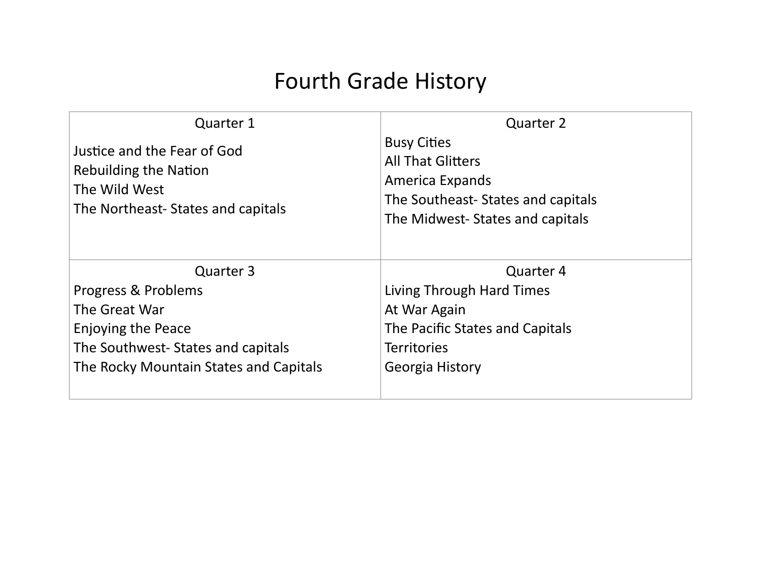# Fourth Grade History

| Quarter 1 | Quarter 2 |
|---|---|
| Justice and the Fear of God<br>Rebuilding the Nation<br>The Wild West<br>The Northeast- States and capitals | Busy Cities<br>All That Glitters<br>America Expands<br>The Southeast- States and capitals<br>The Midwest- States and capitals |
| **Quarter 3** | **Quarter 4** |
| Progress & Problems<br>The Great War<br>Enjoying the Peace<br>The Southwest- States and capitals<br>The Rocky Mountain States and Capitals | Living Through Hard Times<br>At War Again<br>The Pacific States and Capitals<br>Territories<br>Georgia History |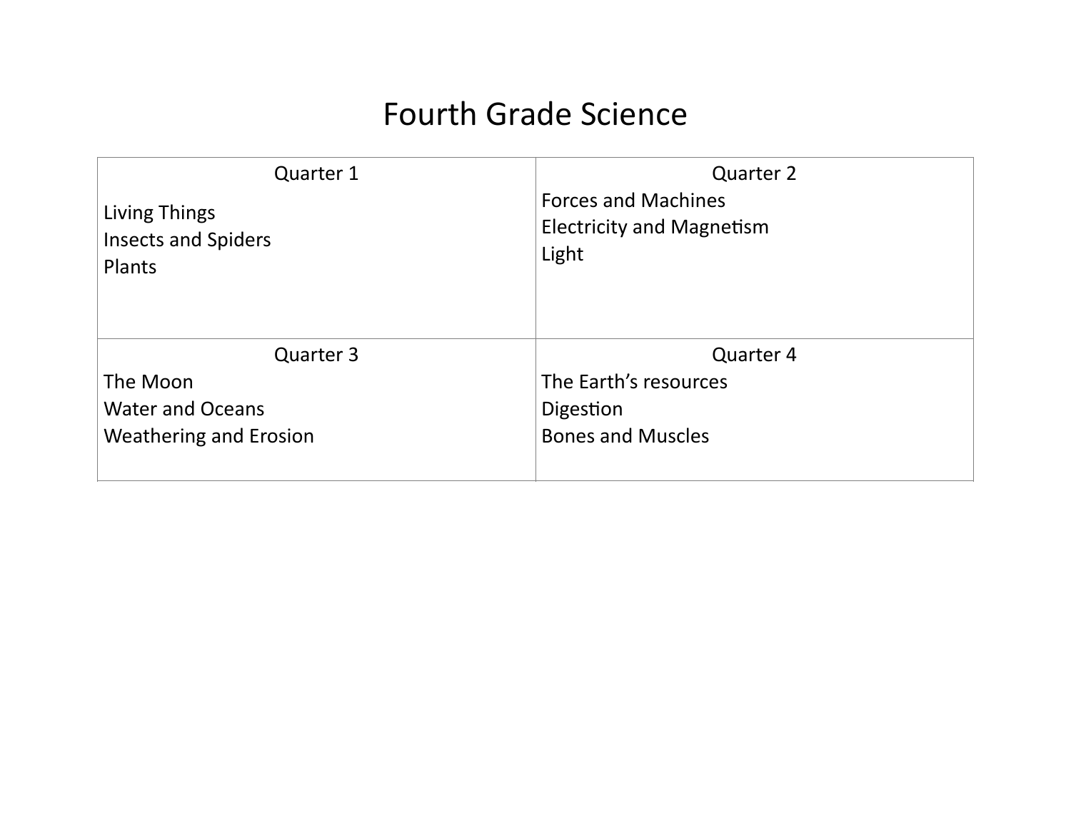# Fourth Grade Science

| | |
|---|---|
| Quarter 1<br>Living Things<br>Insects and Spiders<br>Plants | Quarter 2<br>Forces and Machines<br>Electricity and Magnetism<br>Light |
| Quarter 3<br>The Moon<br>Water and Oceans<br>Weathering and Erosion | Quarter 4<br>The Earth's resources<br>Digestion<br>Bones and Muscles |